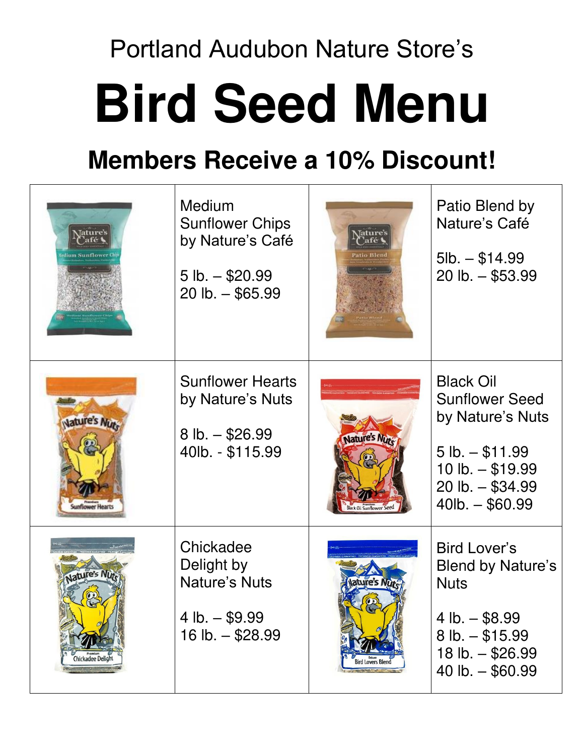Portland Audubon Nature Store's

# Bird Seed Menu

## Members Receive a 10% Discount!

| | | | |
|---|---|---|---|
| | Medium Sunflower Chips by Nature's Café<br><br>5 lb. – $20.99<br>20 lb. – $65.99 | | Patio Blend by Nature's Café<br><br>5lb. – $14.99<br>20 lb. – $53.99 |
| | Sunflower Hearts by Nature's Nuts<br><br>8 lb. – $26.99<br>40lb. - $115.99 | | Black Oil Sunflower Seed by Nature's Nuts<br><br>5 lb. – $11.99<br>10 lb. – $19.99<br>20 lb. – $34.99<br>40lb. – $60.99 |
| | Chickadee Delight by Nature's Nuts<br><br>4 lb. – $9.99<br>16 lb. – $28.99 | | Bird Lover's Blend by Nature's Nuts<br><br>4 lb. – $8.99<br>8 lb. – $15.99<br>18 lb. – $26.99<br>40 lb. – $60.99 |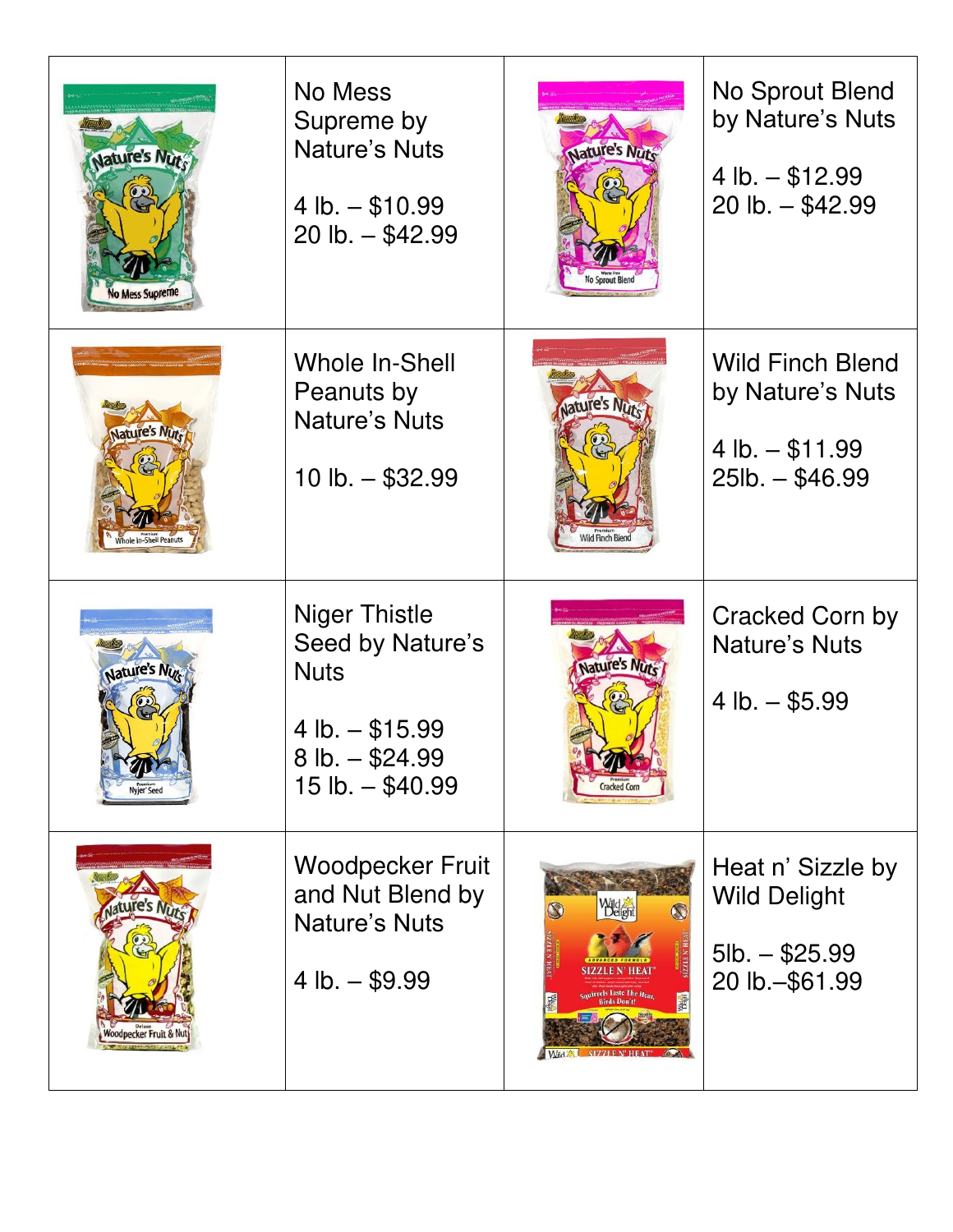| | | | |
|---|---|---|---|
| | No Mess Supreme by Nature's Nuts<br><br>4 lb. – $10.99<br>20 lb. – $42.99 | | No Sprout Blend by Nature's Nuts<br><br>4 lb. – $12.99<br>20 lb. – $42.99 |
| | Whole In-Shell Peanuts by Nature's Nuts<br><br>10 lb. – $32.99 | | Wild Finch Blend by Nature's Nuts<br><br>4 lb. – $11.99<br>25lb. – $46.99 |
| | Niger Thistle Seed by Nature's Nuts<br><br>4 lb. – $15.99<br>8 lb. – $24.99<br>15 lb. – $40.99 | | Cracked Corn by Nature's Nuts<br><br>4 lb. – $5.99 |
| | Woodpecker Fruit and Nut Blend by Nature's Nuts<br><br>4 lb. – $9.99 | | Heat n' Sizzle by Wild Delight<br><br>5lb. – $25.99<br>20 lb.–$61.99 |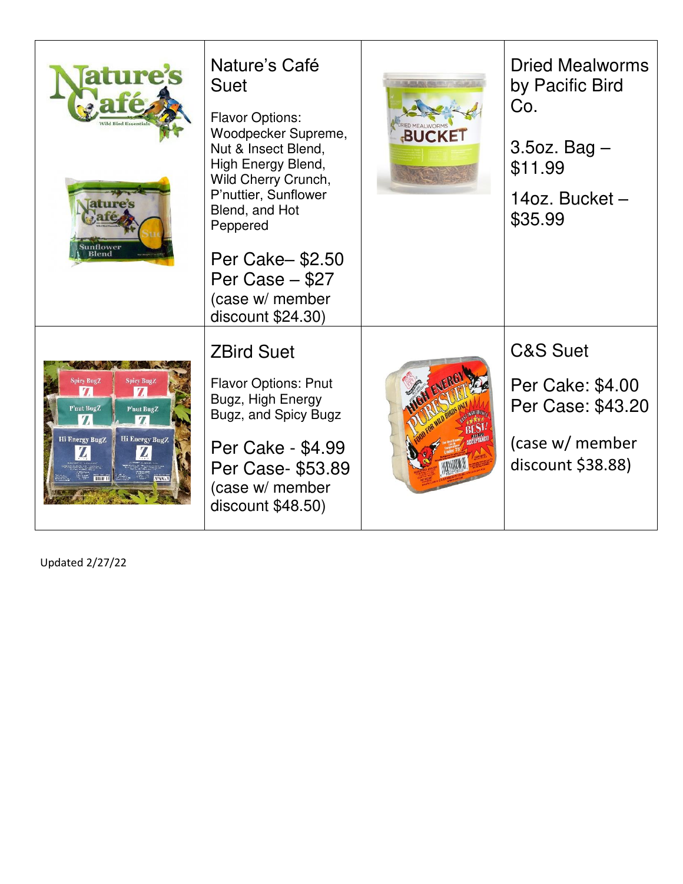| | | | |
|---|---|---|---|
| | Nature's Café Suet<br><br>Flavor Options: Woodpecker Supreme, Nut & Insect Blend, High Energy Blend, Wild Cherry Crunch, P'nuttier, Sunflower Blend, and Hot Peppered<br><br>Per Cake– $2.50<br>Per Case – $27<br>(case w/ member discount $24.30) | | Dried Mealworms by Pacific Bird Co.<br><br>3.5oz. Bag – $11.99<br><br>14oz. Bucket – $35.99 |
| | ZBird Suet<br><br>Flavor Options: Pnut Bugz, High Energy Bugz, and Spicy Bugz<br><br>Per Cake - $4.99<br>Per Case- $53.89<br>(case w/ member discount $48.50) | | C&S Suet<br><br>Per Cake: $4.00<br>Per Case: $43.20<br><br>(case w/ member discount $38.88) |

Updated 2/27/22